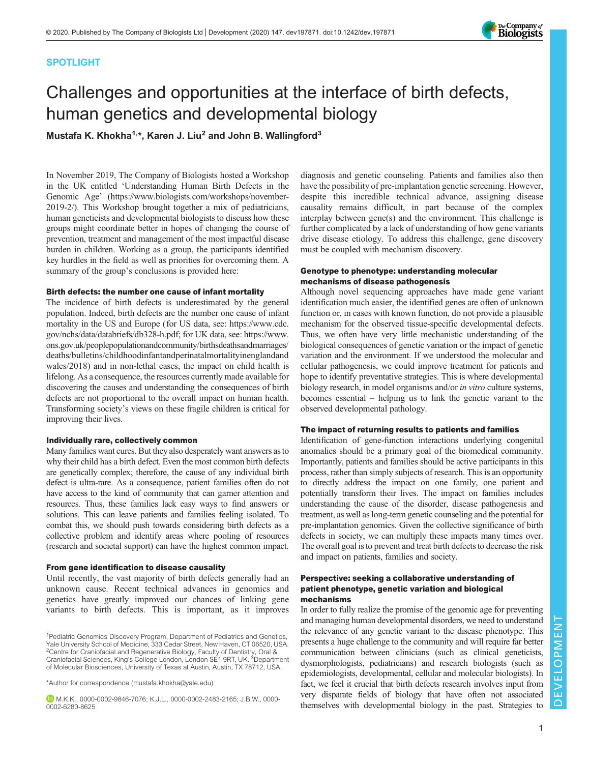SPOTLIGHT

# Challenges and opportunities at the interface of birth defects, human genetics and developmental biology

**Mustafa K. Khokha[1,*], Karen J. Liu[2] and John B. Wallingford[3]**

In November 2019, The Company of Biologists hosted a Workshop in the UK entitled 'Understanding Human Birth Defects in the Genomic Age' (https://www.biologists.com/workshops/november-2019-2/). This Workshop brought together a mix of pediatricians, human geneticists and developmental biologists to discuss how these groups might coordinate better in hopes of changing the course of prevention, treatment and management of the most impactful disease burden in children. Working as a group, the participants identified key hurdles in the field as well as priorities for overcoming them. A summary of the group's conclusions is provided here:

### Birth defects: the number one cause of infant mortality

The incidence of birth defects is underestimated by the general population. Indeed, birth defects are the number one cause of infant mortality in the US and Europe (for US data, see: https://www.cdc.gov/nchs/data/databriefs/db328-h.pdf; for UK data, see: https://www.ons.gov.uk/peoplepopulationandcommunity/birthsdeathsandmarriages/deaths/bulletins/childhoodinfantandperinatalmortalityinenglandandwales/2018) and in non-lethal cases, the impact on child health is lifelong. As a consequence, the resources currently made available for discovering the causes and understanding the consequences of birth defects are not proportional to the overall impact on human health. Transforming society's views on these fragile children is critical for improving their lives.

### Individually rare, collectively common

Many families want cures. But they also desperately want answers as to why their child has a birth defect. Even the most common birth defects are genetically complex; therefore, the cause of any individual birth defect is ultra-rare. As a consequence, patient families often do not have access to the kind of community that can garner attention and resources. Thus, these families lack easy ways to find answers or solutions. This can leave patients and families feeling isolated. To combat this, we should push towards considering birth defects as a collective problem and identify areas where pooling of resources (research and societal support) can have the highest common impact.

### From gene identification to disease causality

Until recently, the vast majority of birth defects generally had an unknown cause. Recent technical advances in genomics and genetics have greatly improved our chances of linking gene variants to birth defects. This is important, as it improves diagnosis and genetic counseling. Patients and families also then have the possibility of pre-implantation genetic screening. However, despite this incredible technical advance, assigning disease causality remains difficult, in part because of the complex interplay between gene(s) and the environment. This challenge is further complicated by a lack of understanding of how gene variants drive disease etiology. To address this challenge, gene discovery must be coupled with mechanism discovery.

### Genotype to phenotype: understanding molecular mechanisms of disease pathogenesis

Although novel sequencing approaches have made gene variant identification much easier, the identified genes are often of unknown function or, in cases with known function, do not provide a plausible mechanism for the observed tissue-specific developmental defects. Thus, we often have very little mechanistic understanding of the biological consequences of genetic variation or the impact of genetic variation and the environment. If we understood the molecular and cellular pathogenesis, we could improve treatment for patients and hope to identify preventative strategies. This is where developmental biology research, in model organisms and/or *in vitro* culture systems, becomes essential – helping us to link the genetic variant to the observed developmental pathology.

### The impact of returning results to patients and families

Identification of gene-function interactions underlying congenital anomalies should be a primary goal of the biomedical community. Importantly, patients and families should be active participants in this process, rather than simply subjects of research. This is an opportunity to directly address the impact on one family, one patient and potentially transform their lives. The impact on families includes understanding the cause of the disorder, disease pathogenesis and treatment, as well as long-term genetic counseling and the potential for pre-implantation genomics. Given the collective significance of birth defects in society, we can multiply these impacts many times over. The overall goal is to prevent and treat birth defects to decrease the risk and impact on patients, families and society.

### Perspective: seeking a collaborative understanding of patient phenotype, genetic variation and biological mechanisms

In order to fully realize the promise of the genomic age for preventing and managing human developmental disorders, we need to understand the relevance of any genetic variant to the disease phenotype. This presents a huge challenge to the community and will require far better communication between clinicians (such as clinical geneticists, dysmorphologists, pediatricians) and research biologists (such as epidemiologists, developmental, cellular and molecular biologists). In fact, we feel it crucial that birth defects research involves input from very disparate fields of biology that have often not associated themselves with developmental biology in the past. Strategies to

---

[1]Pediatric Genomics Discovery Program, Department of Pediatrics and Genetics, Yale University School of Medicine, 333 Cedar Street, New Haven, CT 06520, USA. [2]Centre for Craniofacial and Regenerative Biology, Faculty of Dentistry, Oral & Craniofacial Sciences, King's College London, London SE1 9RT, UK. [3]Department of Molecular Biosciences, University of Texas at Austin, Austin, TX 78712, USA.

*Author for correspondence (mustafa.khokha@yale.edu)

M.K.K., 0000-0002-9846-7076; K.J.L., 0000-0002-2483-2165; J.B.W., 0000-0002-6280-8625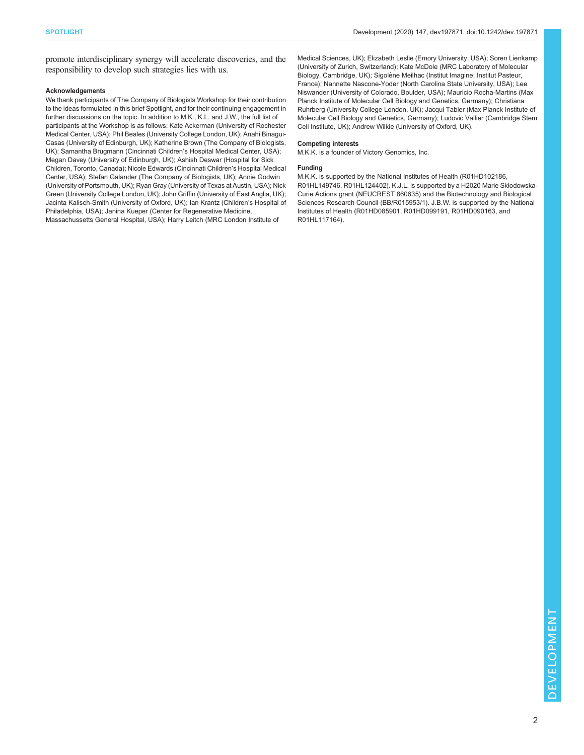promote interdisciplinary synergy will accelerate discoveries, and the responsibility to develop such strategies lies with us.

#### Acknowledgements

We thank participants of The Company of Biologists Workshop for their contribution to the ideas formulated in this brief Spotlight, and for their continuing engagement in further discussions on the topic. In addition to M.K., K.L. and J.W., the full list of participants at the Workshop is as follows: Kate Ackerman (University of Rochester Medical Center, USA); Phil Beales (University College London, UK); Anahi Binagui-Casas (University of Edinburgh, UK); Katherine Brown (The Company of Biologists, UK); Samantha Brugmann (Cincinnati Children's Hospital Medical Center, USA); Megan Davey (University of Edinburgh, UK); Ashish Deswar (Hospital for Sick Children, Toronto, Canada); Nicole Edwards (Cincinnati Children's Hospital Medical Center, USA); Stefan Galander (The Company of Biologists, UK); Annie Godwin (University of Portsmouth, UK); Ryan Gray (University of Texas at Austin, USA); Nick Green (University College London, UK); John Griffin (University of East Anglia, UK); Jacinta Kalisch-Smith (University of Oxford, UK); Ian Krantz (Children's Hospital of Philadelphia, USA); Janina Kueper (Center for Regenerative Medicine, Massachussetts General Hospital, USA); Harry Leitch (MRC London Institute of Medical Sciences, UK); Elizabeth Leslie (Emory University, USA); Soren Lienkamp (University of Zurich, Switzerland); Kate McDole (MRC Laboratory of Molecular Biology, Cambridge, UK); Sigolène Meilhac (Institut Imagine, Institut Pasteur, France); Nannette Nascone-Yoder (North Carolina State University, USA); Lee Niswander (University of Colorado, Boulder, USA); Mauricio Rocha-Martins (Max Planck Institute of Molecular Cell Biology and Genetics, Germany); Christiana Ruhrberg (University College London, UK); Jacqui Tabler (Max Planck Institute of Molecular Cell Biology and Genetics, Germany); Ludovic Vallier (Cambridge Stem Cell Institute, UK); Andrew Wilkie (University of Oxford, UK).

#### Competing interests

M.K.K. is a founder of Victory Genomics, Inc.

#### Funding

M.K.K. is supported by the National Institutes of Health (R01HD102186, R01HL149746, R01HL124402). K.J.L. is supported by a H2020 Marie Skłodowska-Curie Actions grant (NEUCREST 860635) and the Biotechnology and Biological Sciences Research Council (BB/R015953/1). J.B.W. is supported by the National Institutes of Health (R01HD085901, R01HD099191, R01HD090163, and R01HL117164).